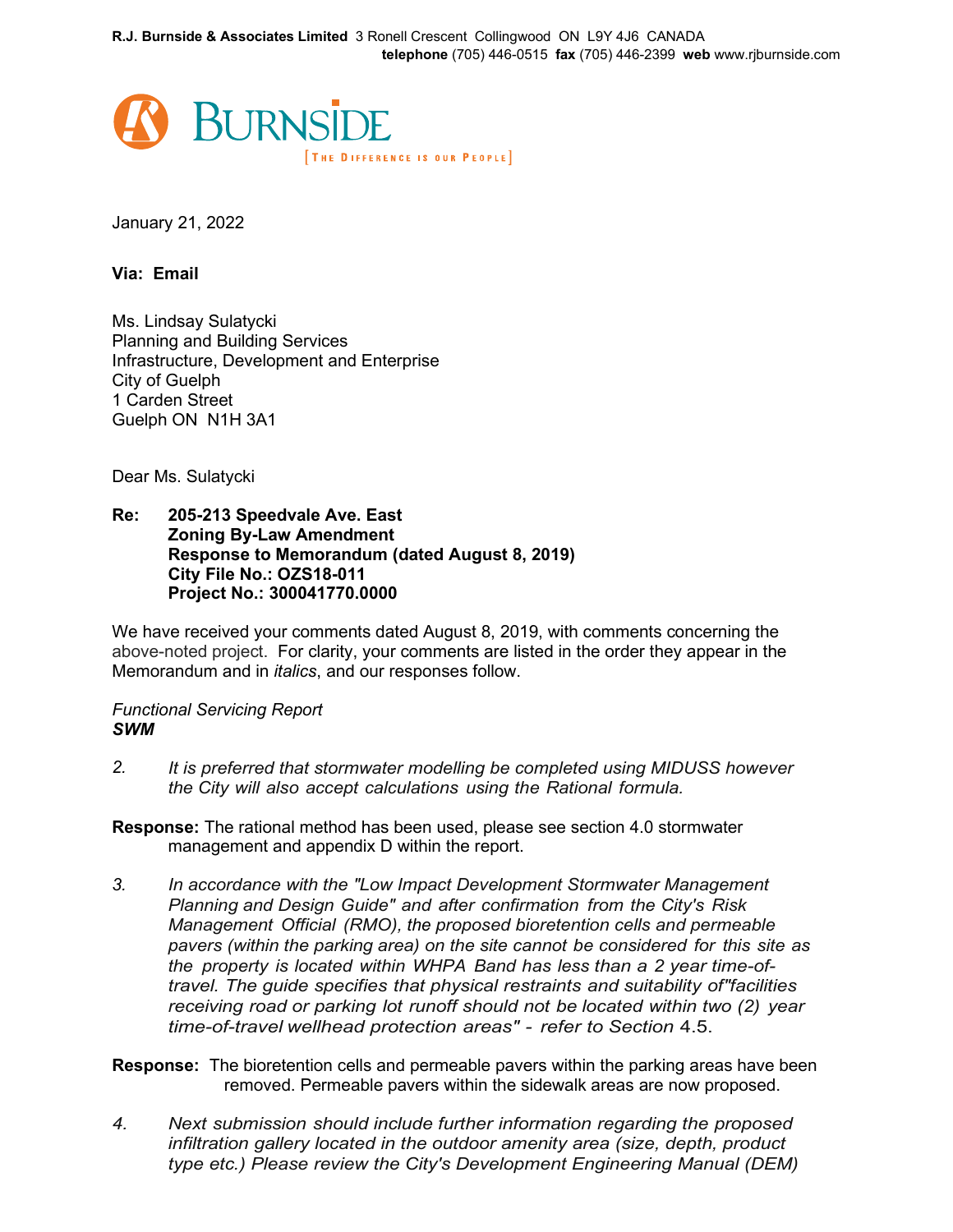**R.J. Burnside & Associates Limited** 3 Ronell Crescent Collingwood ON L9Y 4J6 CANADA
**telephone** (705) 446-0515 **fax** (705) 446-2399 **web** www.rjburnside.com

BURNSIDE
[THE DIFFERENCE IS OUR PEOPLE]

January 21, 2022

**Via: Email**

Ms. Lindsay Sulatycki
Planning and Building Services
Infrastructure, Development and Enterprise
City of Guelph
1 Carden Street
Guelph ON N1H 3A1

Dear Ms. Sulatycki

**Re: 205-213 Speedvale Ave. East**
**Zoning By-Law Amendment**
**Response to Memorandum (dated August 8, 2019)**
**City File No.: OZS18-011**
**Project No.: 300041770.0000**

We have received your comments dated August 8, 2019, with comments concerning the above-noted project. For clarity, your comments are listed in the order they appear in the Memorandum and in *italics*, and our responses follow.

*Functional Servicing Report*
***SWM***

2. *It is preferred that stormwater modelling be completed using MIDUSS however the City will also accept calculations using the Rational formula.*

**Response:** The rational method has been used, please see section 4.0 stormwater management and appendix D within the report.

3. *In accordance with the "Low Impact Development Stormwater Management Planning and Design Guide" and after confirmation from the City's Risk Management Official (RMO), the proposed bioretention cells and permeable pavers (within the parking area) on the site cannot be considered for this site as the property is located within WHPA Band has less than a 2 year time-of-travel. The guide specifies that physical restraints and suitability of "facilities receiving road or parking lot runoff should not be located within two (2) year time-of-travel wellhead protection areas" - refer to Section 4.5.*

**Response:** The bioretention cells and permeable pavers within the parking areas have been removed. Permeable pavers within the sidewalk areas are now proposed.

4. *Next submission should include further information regarding the proposed infiltration gallery located in the outdoor amenity area (size, depth, product type etc.) Please review the City's Development Engineering Manual (DEM)*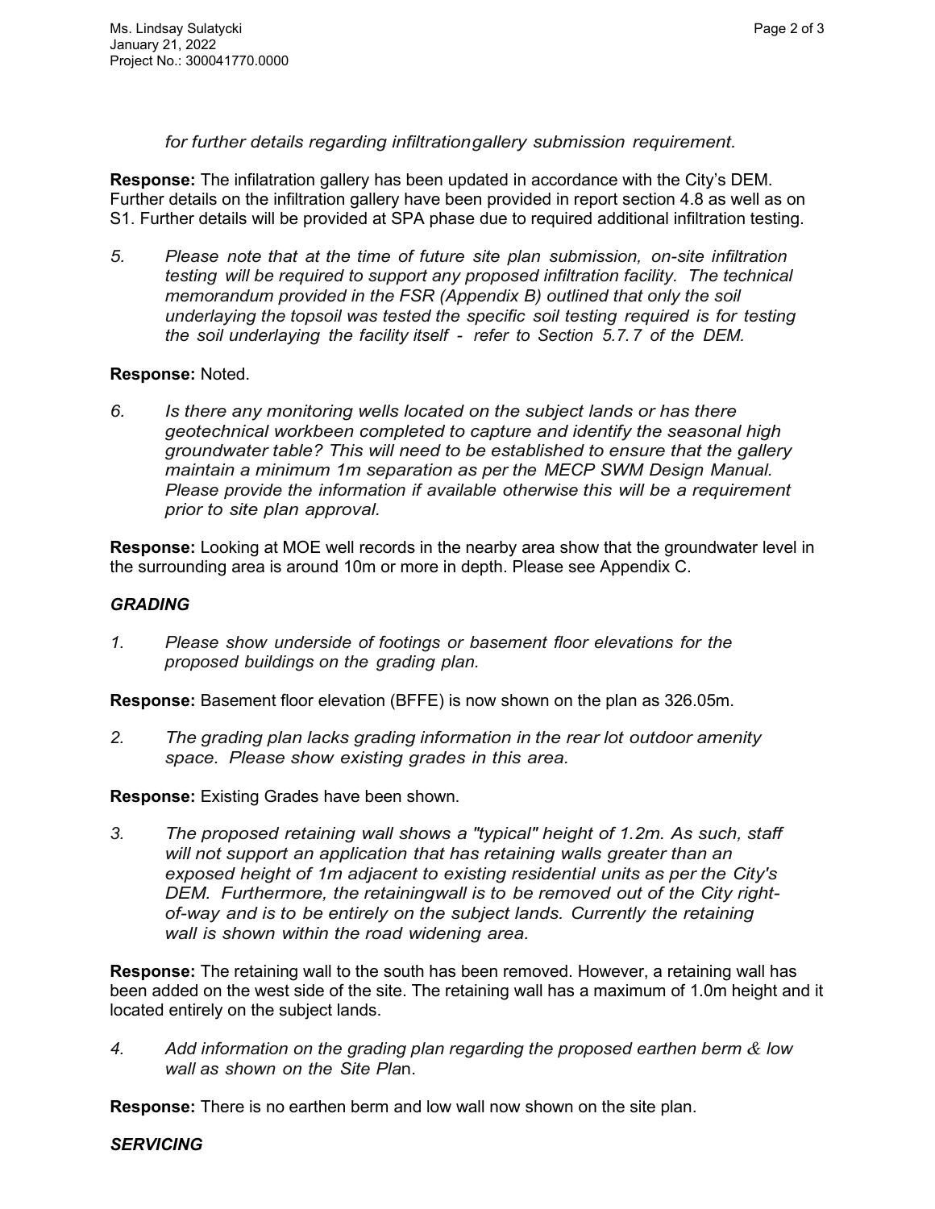*for further details regarding infiltrationgallery submission requirement.*

**Response:** The infilatration gallery has been updated in accordance with the City's DEM. Further details on the infiltration gallery have been provided in report section 4.8 as well as on S1. Further details will be provided at SPA phase due to required additional infiltration testing.

5. *Please note that at the time of future site plan submission, on-site infiltration testing will be required to support any proposed infiltration facility. The technical memorandum provided in the FSR (Appendix B) outlined that only the soil underlaying the topsoil was tested the specific soil testing required is for testing the soil underlaying the facility itself - refer to Section 5.7.7 of the DEM.*

**Response:** Noted.

6. *Is there any monitoring wells located on the subject lands or has there geotechnical workbeen completed to capture and identify the seasonal high groundwater table? This will need to be established to ensure that the gallery maintain a minimum 1m separation as per the MECP SWM Design Manual. Please provide the information if available otherwise this will be a requirement prior to site plan approval.*

**Response:** Looking at MOE well records in the nearby area show that the groundwater level in the surrounding area is around 10m or more in depth. Please see Appendix C.

***GRADING***

1. *Please show underside of footings or basement floor elevations for the proposed buildings on the grading plan.*

**Response:** Basement floor elevation (BFFE) is now shown on the plan as 326.05m.

2. *The grading plan lacks grading information in the rear lot outdoor amenity space. Please show existing grades in this area.*

**Response:** Existing Grades have been shown.

3. *The proposed retaining wall shows a "typical" height of 1.2m. As such, staff will not support an application that has retaining walls greater than an exposed height of 1m adjacent to existing residential units as per the City's DEM. Furthermore, the retainingwall is to be removed out of the City right-of-way and is to be entirely on the subject lands. Currently the retaining wall is shown within the road widening area.*

**Response:** The retaining wall to the south has been removed. However, a retaining wall has been added on the west side of the site. The retaining wall has a maximum of 1.0m height and it located entirely on the subject lands.

4. *Add information on the grading plan regarding the proposed earthen berm & low wall as shown on the Site Pla*n.

**Response:** There is no earthen berm and low wall now shown on the site plan.

***SERVICING***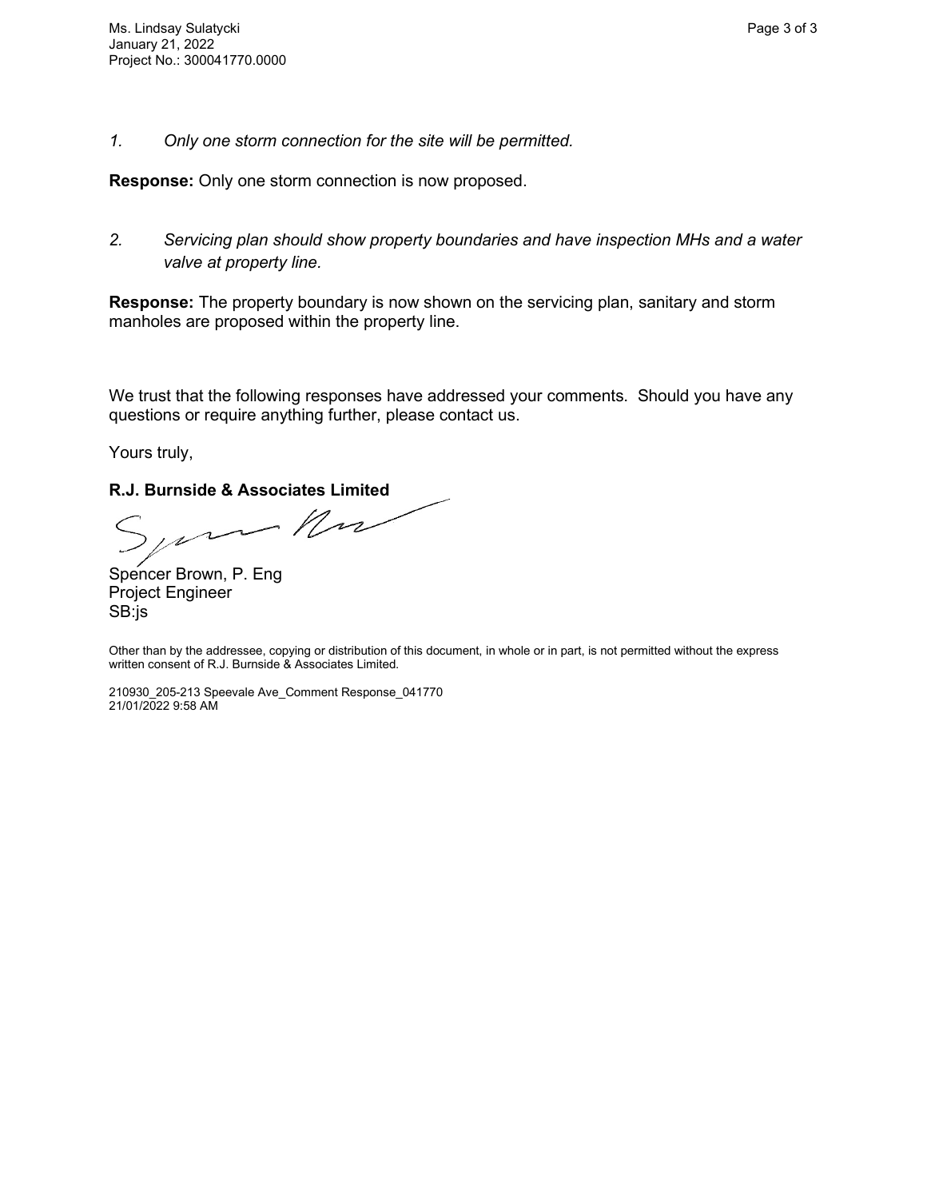*1. Only one storm connection for the site will be permitted.*

**Response:** Only one storm connection is now proposed.

*2. Servicing plan should show property boundaries and have inspection MHs and a water valve at property line.*

**Response:** The property boundary is now shown on the servicing plan, sanitary and storm manholes are proposed within the property line.

We trust that the following responses have addressed your comments. Should you have any questions or require anything further, please contact us.

Yours truly,

**R.J. Burnside & Associates Limited**

Spencer Brown, P. Eng
Project Engineer
SB:js

Other than by the addressee, copying or distribution of this document, in whole or in part, is not permitted without the express written consent of R.J. Burnside & Associates Limited.

210930_205-213 Speevale Ave_Comment Response_041770
21/01/2022 9:58 AM